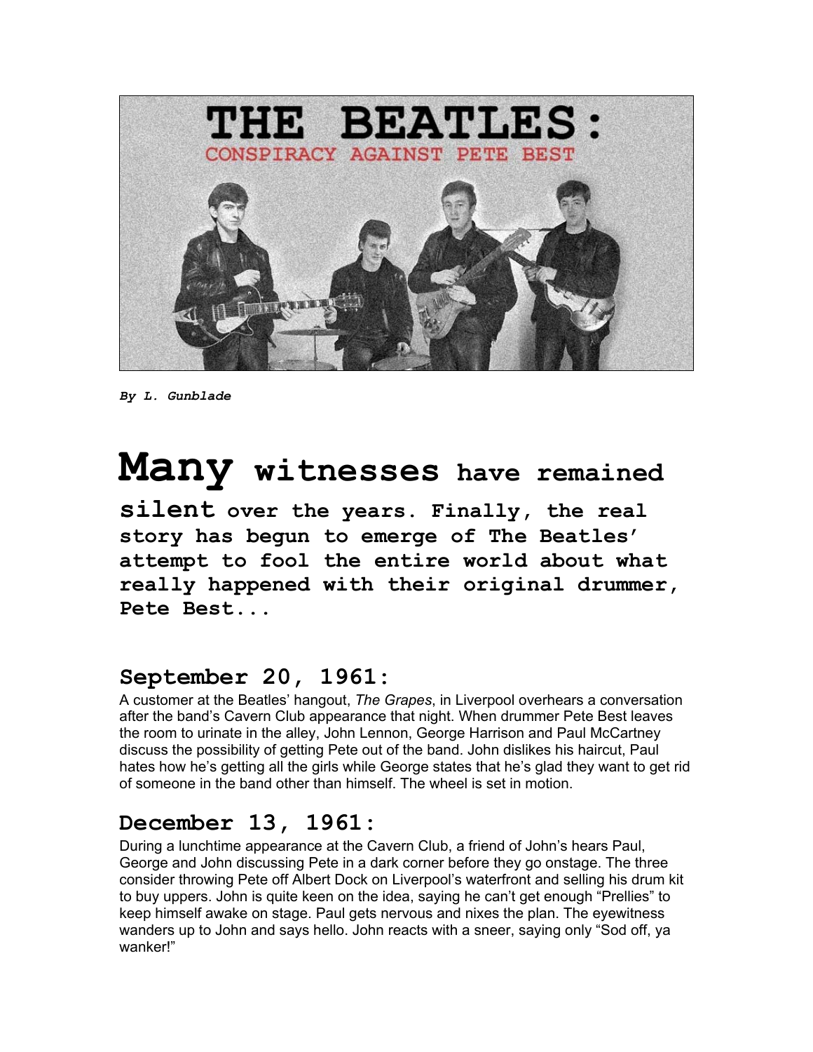# THE BEATLES:

## CONSPIRACY AGAINST PETE BEST

***By L. Gunblade***

**Many witnesses have remained silent over the years. Finally, the real story has begun to emerge of The Beatles' attempt to fool the entire world about what really happened with their original drummer, Pete Best...**

## September 20, 1961:

A customer at the Beatles' hangout, *The Grapes*, in Liverpool overhears a conversation after the band's Cavern Club appearance that night. When drummer Pete Best leaves the room to urinate in the alley, John Lennon, George Harrison and Paul McCartney discuss the possibility of getting Pete out of the band. John dislikes his haircut, Paul hates how he's getting all the girls while George states that he's glad they want to get rid of someone in the band other than himself. The wheel is set in motion.

## December 13, 1961:

During a lunchtime appearance at the Cavern Club, a friend of John's hears Paul, George and John discussing Pete in a dark corner before they go onstage. The three consider throwing Pete off Albert Dock on Liverpool's waterfront and selling his drum kit to buy uppers. John is quite keen on the idea, saying he can't get enough "Prellies" to keep himself awake on stage. Paul gets nervous and nixes the plan. The eyewitness wanders up to John and says hello. John reacts with a sneer, saying only "Sod off, ya wanker!"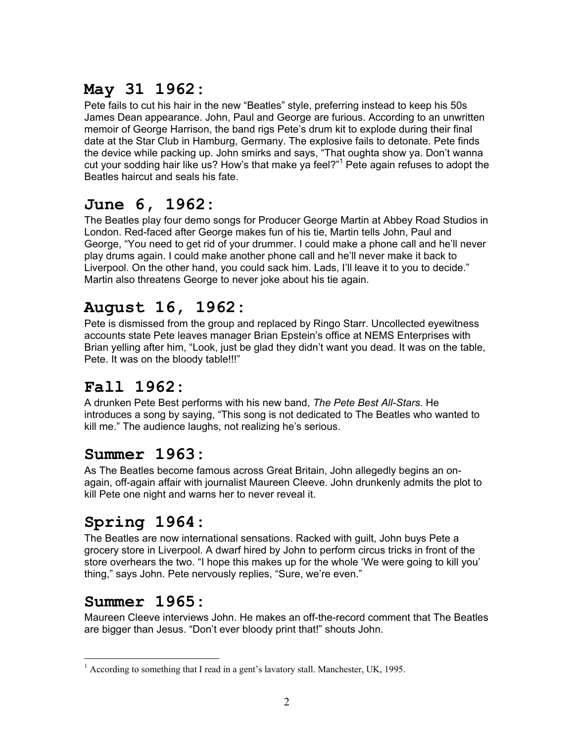## May 31 1962:

Pete fails to cut his hair in the new "Beatles" style, preferring instead to keep his 50s James Dean appearance. John, Paul and George are furious. According to an unwritten memoir of George Harrison, the band rigs Pete's drum kit to explode during their final date at the Star Club in Hamburg, Germany. The explosive fails to detonate. Pete finds the device while packing up. John smirks and says, "That oughta show ya. Don't wanna cut your sodding hair like us? How's that make ya feel?"[1] Pete again refuses to adopt the Beatles haircut and seals his fate.

## June 6, 1962:

The Beatles play four demo songs for Producer George Martin at Abbey Road Studios in London. Red-faced after George makes fun of his tie, Martin tells John, Paul and George, "You need to get rid of your drummer. I could make a phone call and he'll never play drums again. I could make another phone call and he'll never make it back to Liverpool. On the other hand, you could sack him. Lads, I'll leave it to you to decide." Martin also threatens George to never joke about his tie again.

## August 16, 1962:

Pete is dismissed from the group and replaced by Ringo Starr. Uncollected eyewitness accounts state Pete leaves manager Brian Epstein's office at NEMS Enterprises with Brian yelling after him, "Look, just be glad they didn't want you dead. It was on the table, Pete. It was on the bloody table!!!"

## Fall 1962:

A drunken Pete Best performs with his new band, *The Pete Best All-Stars*. He introduces a song by saying, "This song is not dedicated to The Beatles who wanted to kill me." The audience laughs, not realizing he's serious.

## Summer 1963:

As The Beatles become famous across Great Britain, John allegedly begins an on-again, off-again affair with journalist Maureen Cleeve. John drunkenly admits the plot to kill Pete one night and warns her to never reveal it.

## Spring 1964:

The Beatles are now international sensations. Racked with guilt, John buys Pete a grocery store in Liverpool. A dwarf hired by John to perform circus tricks in front of the store overhears the two. "I hope this makes up for the whole 'We were going to kill you' thing," says John. Pete nervously replies, "Sure, we're even."

## Summer 1965:

Maureen Cleeve interviews John. He makes an off-the-record comment that The Beatles are bigger than Jesus. "Don't ever bloody print that!" shouts John.

---

[1] According to something that I read in a gent's lavatory stall. Manchester, UK, 1995.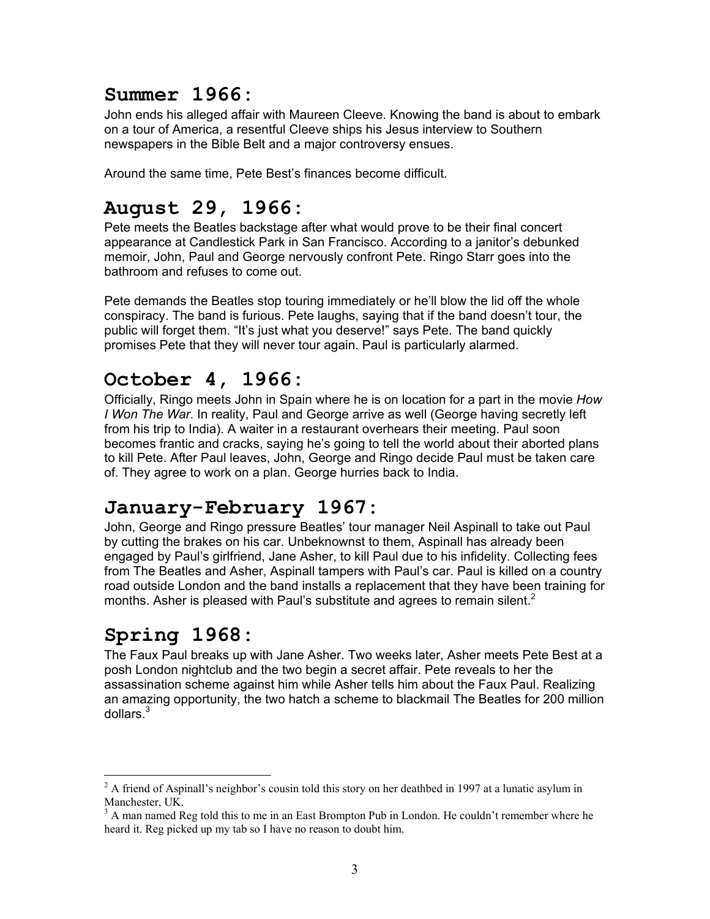## Summer 1966:

John ends his alleged affair with Maureen Cleeve. Knowing the band is about to embark on a tour of America, a resentful Cleeve ships his Jesus interview to Southern newspapers in the Bible Belt and a major controversy ensues.

Around the same time, Pete Best's finances become difficult.

## August 29, 1966:

Pete meets the Beatles backstage after what would prove to be their final concert appearance at Candlestick Park in San Francisco. According to a janitor's debunked memoir, John, Paul and George nervously confront Pete. Ringo Starr goes into the bathroom and refuses to come out.

Pete demands the Beatles stop touring immediately or he'll blow the lid off the whole conspiracy. The band is furious. Pete laughs, saying that if the band doesn't tour, the public will forget them. "It's just what you deserve!" says Pete. The band quickly promises Pete that they will never tour again. Paul is particularly alarmed.

## October 4, 1966:

Officially, Ringo meets John in Spain where he is on location for a part in the movie *How I Won The War*. In reality, Paul and George arrive as well (George having secretly left from his trip to India). A waiter in a restaurant overhears their meeting. Paul soon becomes frantic and cracks, saying he's going to tell the world about their aborted plans to kill Pete. After Paul leaves, John, George and Ringo decide Paul must be taken care of. They agree to work on a plan. George hurries back to India.

## January-February 1967:

John, George and Ringo pressure Beatles' tour manager Neil Aspinall to take out Paul by cutting the brakes on his car. Unbeknownst to them, Aspinall has already been engaged by Paul's girlfriend, Jane Asher, to kill Paul due to his infidelity. Collecting fees from The Beatles and Asher, Aspinall tampers with Paul's car. Paul is killed on a country road outside London and the band installs a replacement that they have been training for months. Asher is pleased with Paul's substitute and agrees to remain silent.[2]

## Spring 1968:

The Faux Paul breaks up with Jane Asher. Two weeks later, Asher meets Pete Best at a posh London nightclub and the two begin a secret affair. Pete reveals to her the assassination scheme against him while Asher tells him about the Faux Paul. Realizing an amazing opportunity, the two hatch a scheme to blackmail The Beatles for 200 million dollars.[3]

---

[2] A friend of Aspinall's neighbor's cousin told this story on her deathbed in 1997 at a lunatic asylum in Manchester, UK.

[3] A man named Reg told this to me in an East Brompton Pub in London. He couldn't remember where he heard it. Reg picked up my tab so I have no reason to doubt him.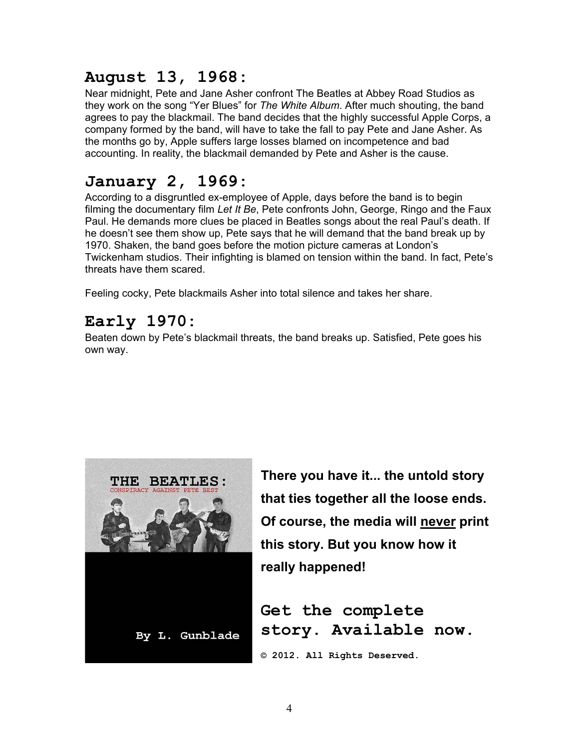## August 13, 1968:

Near midnight, Pete and Jane Asher confront The Beatles at Abbey Road Studios as they work on the song "Yer Blues" for *The White Album*. After much shouting, the band agrees to pay the blackmail. The band decides that the highly successful Apple Corps, a company formed by the band, will have to take the fall to pay Pete and Jane Asher. As the months go by, Apple suffers large losses blamed on incompetence and bad accounting. In reality, the blackmail demanded by Pete and Asher is the cause.

## January 2, 1969:

According to a disgruntled ex-employee of Apple, days before the band is to begin filming the documentary film *Let It Be*, Pete confronts John, George, Ringo and the Faux Paul. He demands more clues be placed in Beatles songs about the real Paul's death. If he doesn't see them show up, Pete says that he will demand that the band break up by 1970. Shaken, the band goes before the motion picture cameras at London's Twickenham studios. Their infighting is blamed on tension within the band. In fact, Pete's threats have them scared.

Feeling cocky, Pete blackmails Asher into total silence and takes her share.

## Early 1970:

Beaten down by Pete's blackmail threats, the band breaks up. Satisfied, Pete goes his own way.

THE BEATLES:
CONSPIRACY AGAINST PETE BEST

By L. Gunblade

**There you have it... the untold story that ties together all the loose ends. Of course, the media will <u>never</u> print this story. But you know how it really happened!**

**Get the complete story. Available now.**

**© 2012. All Rights Deserved.**